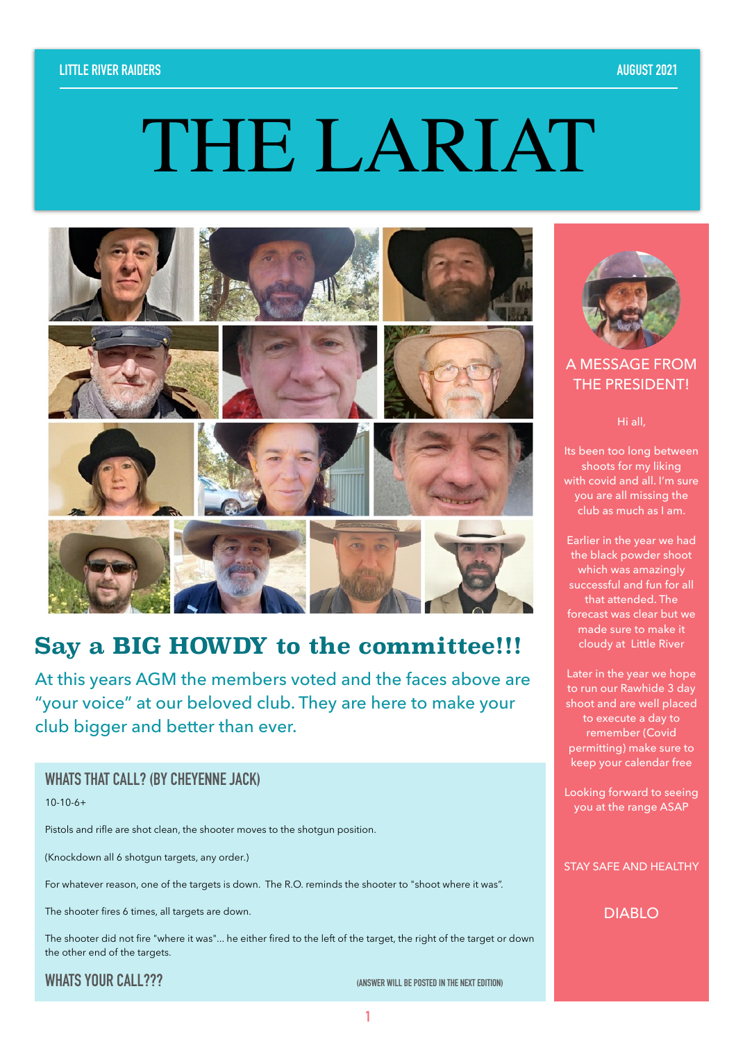LITTLE RIVER RAIDERS — AUGUST 2021

# THE LARIAT

## Say a BIG HOWDY to the committee!!!

At this years AGM the members voted and the faces above are "your voice" at our beloved club. They are here to make your club bigger and better than ever.

### WHATS THAT CALL? (BY CHEYENNE JACK)

10-10-6+

Pistols and rifle are shot clean, the shooter moves to the shotgun position.

(Knockdown all 6 shotgun targets, any order.)

For whatever reason, one of the targets is down. The R.O. reminds the shooter to "shoot where it was".

The shooter fires 6 times, all targets are down.

The shooter did not fire "where it was"... he either fired to the left of the target, the right of the target or down the other end of the targets.

### WHATS YOUR CALL???

(ANSWER WILL BE POSTED IN THE NEXT EDITION)

## A MESSAGE FROM THE PRESIDENT!

Hi all,

Its been too long between shoots for my liking with covid and all. I'm sure you are all missing the club as much as I am.

Earlier in the year we had the black powder shoot which was amazingly successful and fun for all that attended. The forecast was clear but we made sure to make it cloudy at Little River

Later in the year we hope to run our Rawhide 3 day shoot and are well placed to execute a day to remember (Covid permitting) make sure to keep your calendar free

Looking forward to seeing you at the range ASAP

STAY SAFE AND HEALTHY

DIABLO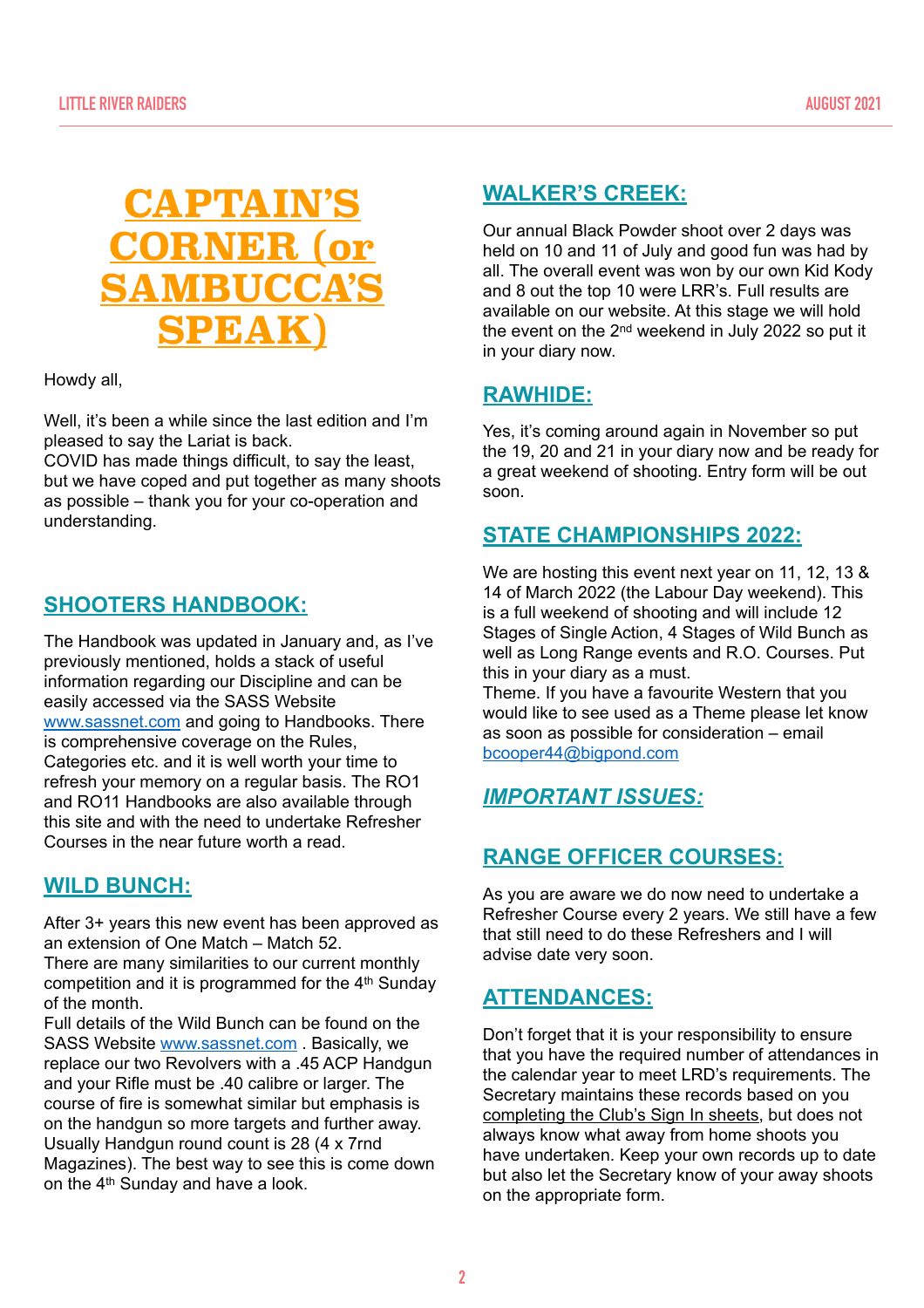# CAPTAIN'S CORNER (or SAMBUCCA'S SPEAK)

Howdy all,

Well, it's been a while since the last edition and I'm pleased to say the Lariat is back.
COVID has made things difficult, to say the least, but we have coped and put together as many shoots as possible – thank you for your co-operation and understanding.

## SHOOTERS HANDBOOK:

The Handbook was updated in January and, as I've previously mentioned, holds a stack of useful information regarding our Discipline and can be easily accessed via the SASS Website www.sassnet.com and going to Handbooks. There is comprehensive coverage on the Rules, Categories etc. and it is well worth your time to refresh your memory on a regular basis. The RO1 and RO11 Handbooks are also available through this site and with the need to undertake Refresher Courses in the near future worth a read.

## WILD BUNCH:

After 3+ years this new event has been approved as an extension of One Match – Match 52.
There are many similarities to our current monthly competition and it is programmed for the 4th Sunday of the month.
Full details of the Wild Bunch can be found on the SASS Website www.sassnet.com . Basically, we replace our two Revolvers with a .45 ACP Handgun and your Rifle must be .40 calibre or larger. The course of fire is somewhat similar but emphasis is on the handgun so more targets and further away. Usually Handgun round count is 28 (4 x 7rnd Magazines). The best way to see this is come down on the 4th Sunday and have a look.

## WALKER'S CREEK:

Our annual Black Powder shoot over 2 days was held on 10 and 11 of July and good fun was had by all. The overall event was won by our own Kid Kody and 8 out the top 10 were LRR's. Full results are available on our website. At this stage we will hold the event on the 2nd weekend in July 2022 so put it in your diary now.

## RAWHIDE:

Yes, it's coming around again in November so put the 19, 20 and 21 in your diary now and be ready for a great weekend of shooting. Entry form will be out soon.

## STATE CHAMPIONSHIPS 2022:

We are hosting this event next year on 11, 12, 13 & 14 of March 2022 (the Labour Day weekend). This is a full weekend of shooting and will include 12 Stages of Single Action, 4 Stages of Wild Bunch as well as Long Range events and R.O. Courses. Put this in your diary as a must.
Theme. If you have a favourite Western that you would like to see used as a Theme please let know as soon as possible for consideration – email bcooper44@bigpond.com

## *IMPORTANT ISSUES:*

## RANGE OFFICER COURSES:

As you are aware we do now need to undertake a Refresher Course every 2 years. We still have a few that still need to do these Refreshers and I will advise date very soon.

## ATTENDANCES:

Don't forget that it is your responsibility to ensure that you have the required number of attendances in the calendar year to meet LRD's requirements. The Secretary maintains these records based on you completing the Club's Sign In sheets, but does not always know what away from home shoots you have undertaken. Keep your own records up to date but also let the Secretary know of your away shoots on the appropriate form.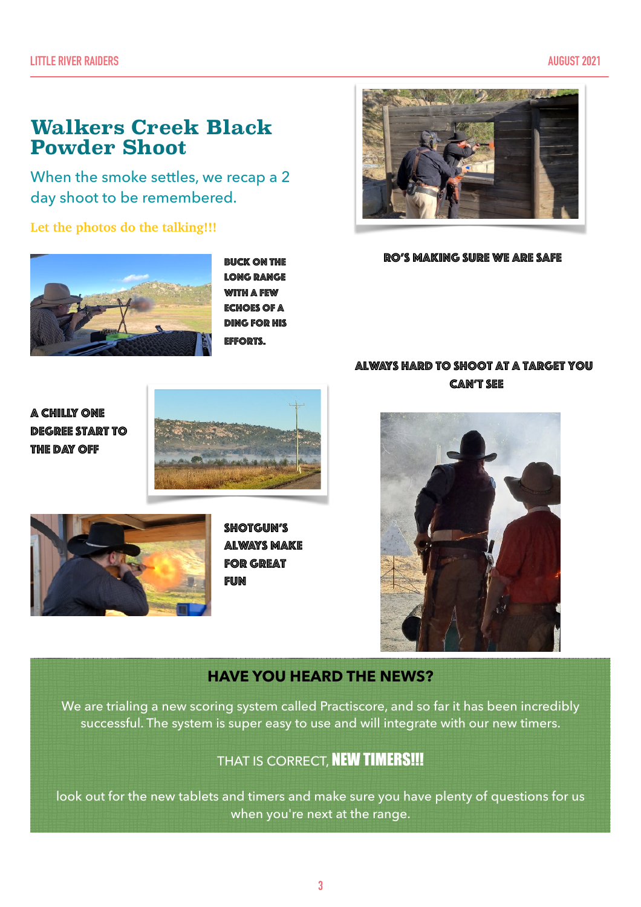# Walkers Creek Black Powder Shoot

When the smoke settles, we recap a 2 day shoot to be remembered.

**Let the photos do the talking!!!**

BUCK ON THE LONG RANGE WITH A FEW ECHOES OF A DING FOR HIS EFFORTS.

RO'S MAKING SURE WE ARE SAFE

A CHILLY ONE DEGREE START TO THE DAY OFF

ALWAYS HARD TO SHOOT AT A TARGET YOU CAN'T SEE

SHOTGUN'S ALWAYS MAKE FOR GREAT FUN

## HAVE YOU HEARD THE NEWS?

We are trialing a new scoring system called Practiscore, and so far it has been incredibly successful. The system is super easy to use and will integrate with our new timers.

THAT IS CORRECT, **NEW TIMERS!!!**

look out for the new tablets and timers and make sure you have plenty of questions for us when you're next at the range.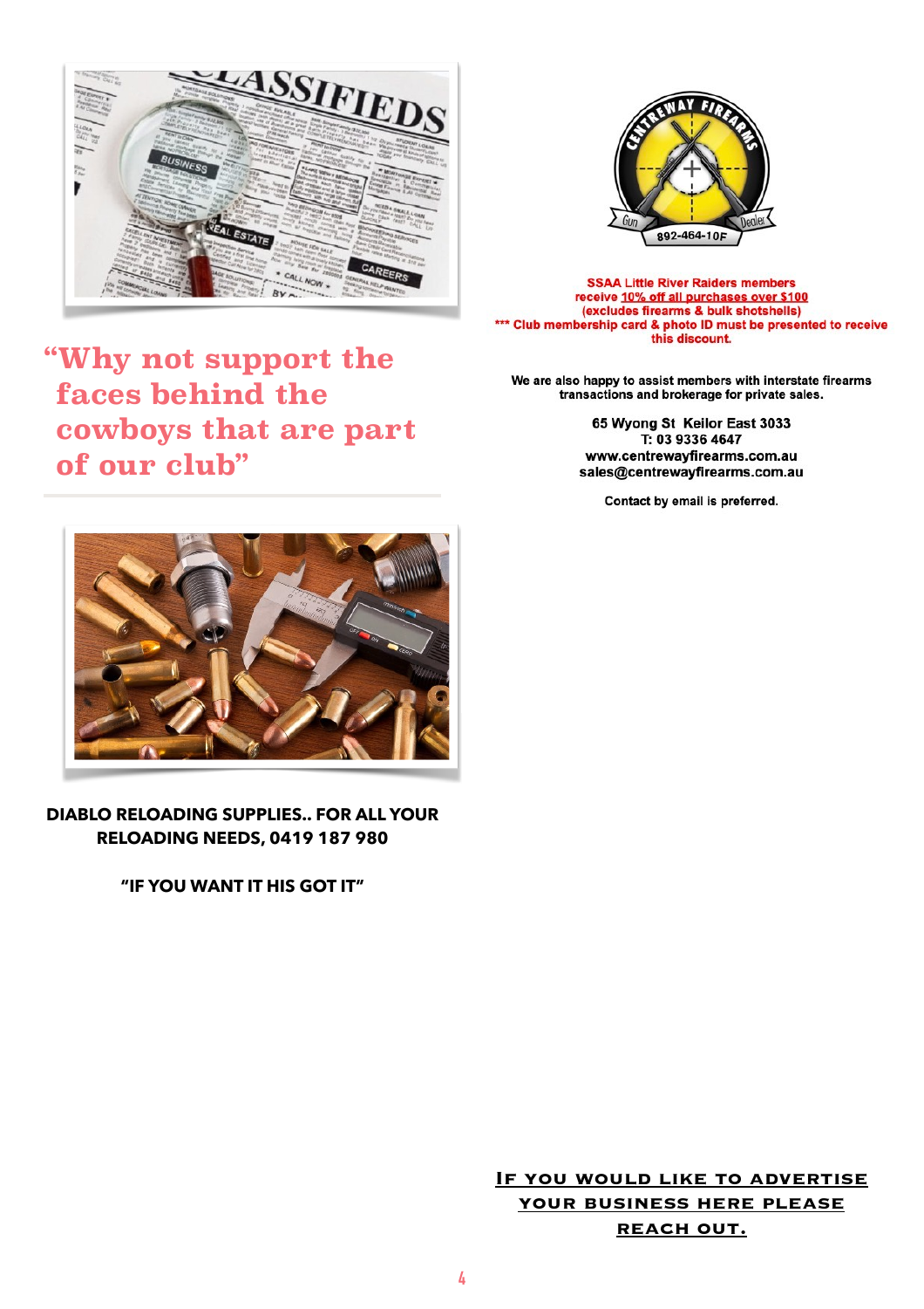## "Why not support the faces behind the cowboys that are part of our club"

**DIABLO RELOADING SUPPLIES.. FOR ALL YOUR RELOADING NEEDS, 0419 187 980**

**"IF YOU WANT IT HIS GOT IT"**

**SSAA Little River Raiders members receive 10% off all purchases over $100 (excludes firearms & bulk shotshells)**
**\*\*\* Club membership card & photo ID must be presented to receive this discount.**

**We are also happy to assist members with interstate firearms transactions and brokerage for private sales.**

**65 Wyong St Keilor East 3033**
**T: 03 9336 4647**
**www.centrewayfirearms.com.au**
**sales@centrewayfirearms.com.au**

Contact by email is preferred.

**If you would like to advertise your business here please reach out.**